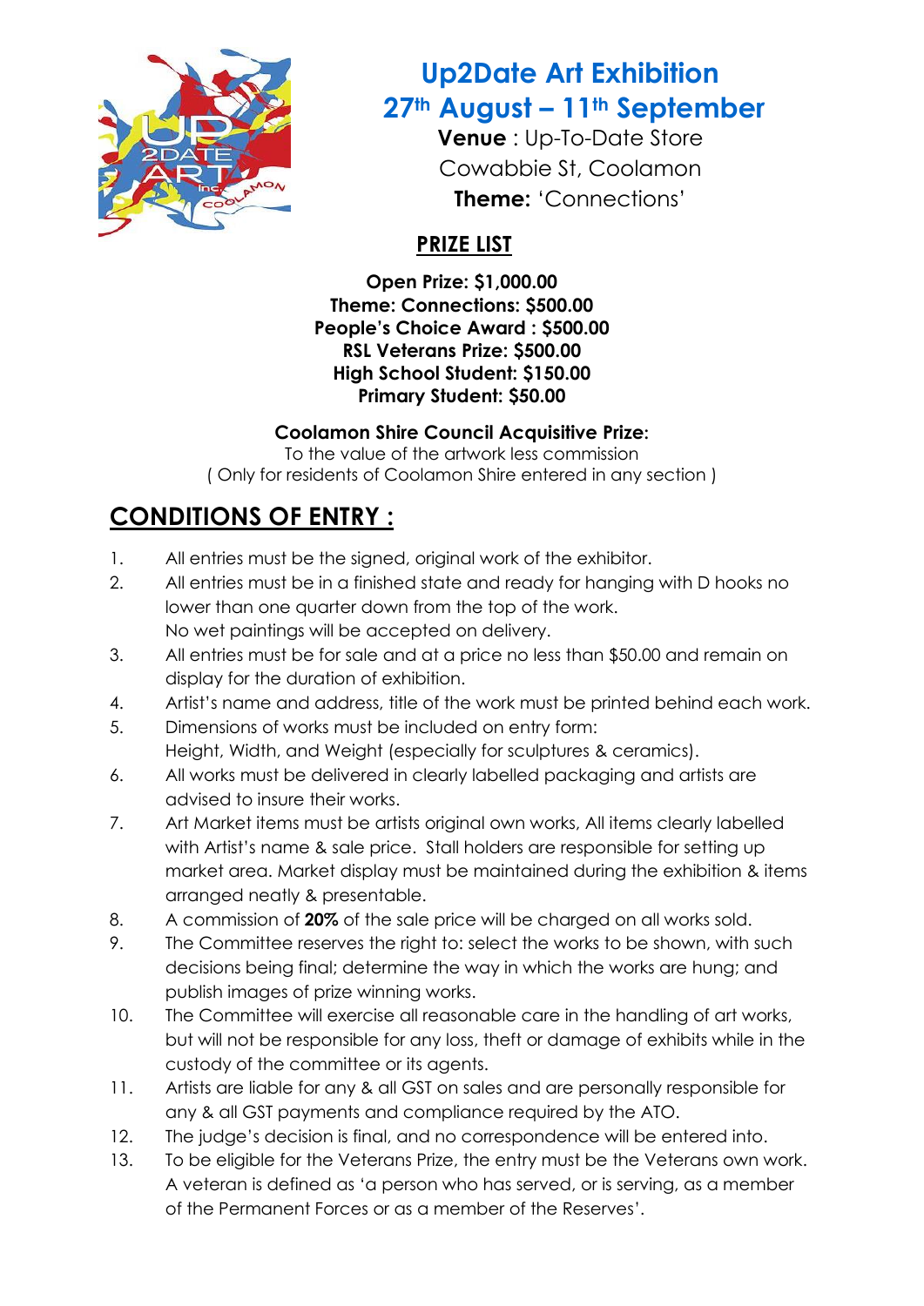# Up2Date Art Exhibition

## 27th August – 11th September

**Venue** : Up-To-Date Store
Cowabbie St, Coolamon
**Theme:** 'Connections'

## PRIZE LIST

**Open Prize: $1,000.00**
**Theme: Connections: $500.00**
**People's Choice Award : $500.00**
**RSL Veterans Prize: $500.00**
**High School Student: $150.00**
**Primary Student: $50.00**

**Coolamon Shire Council Acquisitive Prize:**
To the value of the artwork less commission
( Only for residents of Coolamon Shire entered in any section )

## CONDITIONS OF ENTRY :

1. All entries must be the signed, original work of the exhibitor.
2. All entries must be in a finished state and ready for hanging with D hooks no lower than one quarter down from the top of the work.
   No wet paintings will be accepted on delivery.
3. All entries must be for sale and at a price no less than $50.00 and remain on display for the duration of exhibition.
4. Artist's name and address, title of the work must be printed behind each work.
5. Dimensions of works must be included on entry form:
   Height, Width, and Weight (especially for sculptures & ceramics).
6. All works must be delivered in clearly labelled packaging and artists are advised to insure their works.
7. Art Market items must be artists original own works, All items clearly labelled with Artist's name & sale price. Stall holders are responsible for setting up market area. Market display must be maintained during the exhibition & items arranged neatly & presentable.
8. A commission of **20%** of the sale price will be charged on all works sold.
9. The Committee reserves the right to: select the works to be shown, with such decisions being final; determine the way in which the works are hung; and publish images of prize winning works.
10. The Committee will exercise all reasonable care in the handling of art works, but will not be responsible for any loss, theft or damage of exhibits while in the custody of the committee or its agents.
11. Artists are liable for any & all GST on sales and are personally responsible for any & all GST payments and compliance required by the ATO.
12. The judge's decision is final, and no correspondence will be entered into.
13. To be eligible for the Veterans Prize, the entry must be the Veterans own work. A veteran is defined as 'a person who has served, or is serving, as a member of the Permanent Forces or as a member of the Reserves'.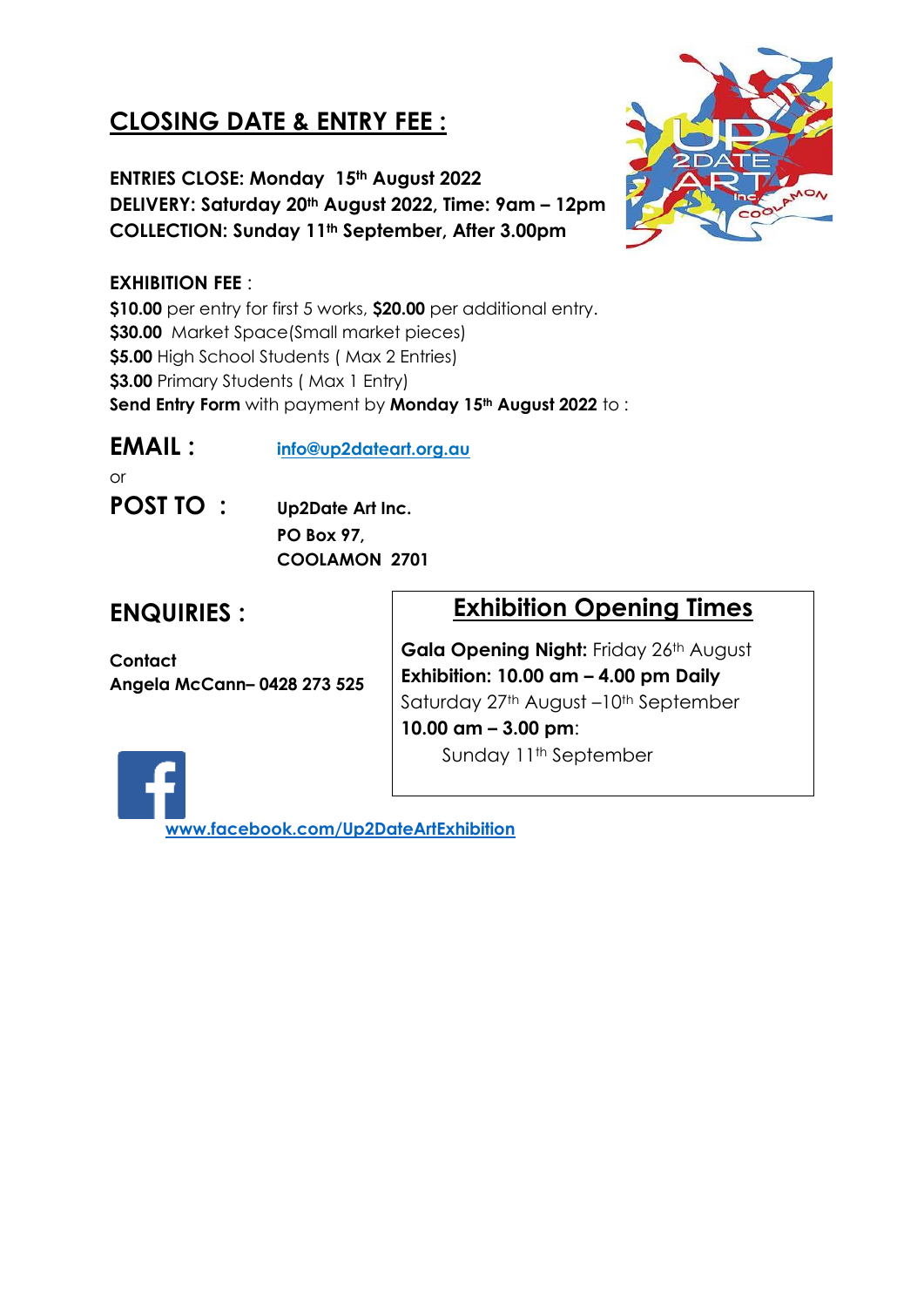## CLOSING DATE & ENTRY FEE :

**ENTRIES CLOSE: Monday 15th August 2022**
**DELIVERY: Saturday 20th August 2022, Time: 9am – 12pm**
**COLLECTION: Sunday 11th September, After 3.00pm**

**EXHIBITION FEE** :
**$10.00** per entry for first 5 works, **$20.00** per additional entry.
**$30.00** Market Space(Small market pieces)
**$5.00** High School Students ( Max 2 Entries)
**$3.00** Primary Students ( Max 1 Entry)
**Send Entry Form** with payment by **Monday 15th August 2022** to :

**EMAIL :** info@up2dateart.org.au

or

**POST TO :** **Up2Date Art Inc.**
**PO Box 97,**
**COOLAMON 2701**

## ENQUIRIES :

**Contact**
**Angela McCann– 0428 273 525**

www.facebook.com/Up2DateArtExhibition

## Exhibition Opening Times

**Gala Opening Night:** Friday 26th August
**Exhibition: 10.00 am – 4.00 pm Daily**
Saturday 27th August –10th September
**10.00 am – 3.00 pm**:
Sunday 11th September